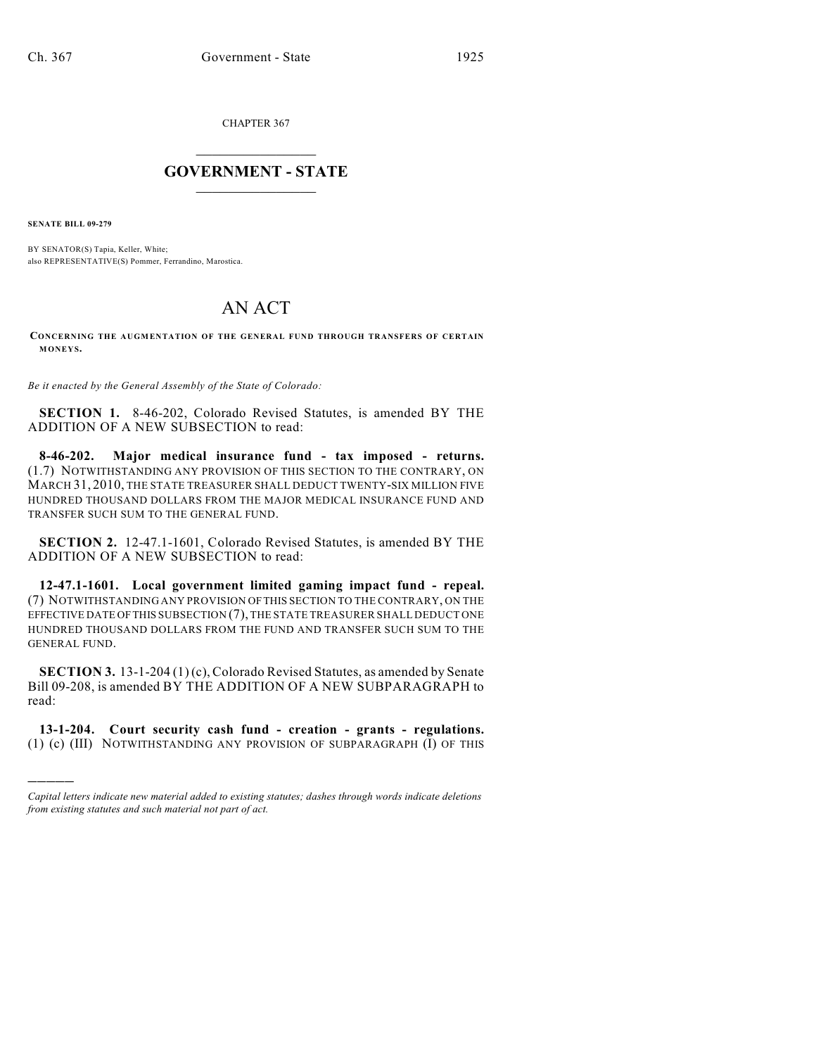CHAPTER 367

# GOVERNMENT - STATE

**SENATE BILL 09-279**

BY SENATOR(S) Tapia, Keller, White;
also REPRESENTATIVE(S) Pommer, Ferrandino, Marostica.

# AN ACT

**CONCERNING THE AUGMENTATION OF THE GENERAL FUND THROUGH TRANSFERS OF CERTAIN MONEYS.**

*Be it enacted by the General Assembly of the State of Colorado:*

**SECTION 1.** 8-46-202, Colorado Revised Statutes, is amended BY THE ADDITION OF A NEW SUBSECTION to read:

**8-46-202. Major medical insurance fund - tax imposed - returns.** (1.7) NOTWITHSTANDING ANY PROVISION OF THIS SECTION TO THE CONTRARY, ON MARCH 31, 2010, THE STATE TREASURER SHALL DEDUCT TWENTY-SIX MILLION FIVE HUNDRED THOUSAND DOLLARS FROM THE MAJOR MEDICAL INSURANCE FUND AND TRANSFER SUCH SUM TO THE GENERAL FUND.

**SECTION 2.** 12-47.1-1601, Colorado Revised Statutes, is amended BY THE ADDITION OF A NEW SUBSECTION to read:

**12-47.1-1601. Local government limited gaming impact fund - repeal.** (7) NOTWITHSTANDING ANY PROVISION OF THIS SECTION TO THE CONTRARY, ON THE EFFECTIVE DATE OF THIS SUBSECTION (7), THE STATE TREASURER SHALL DEDUCT ONE HUNDRED THOUSAND DOLLARS FROM THE FUND AND TRANSFER SUCH SUM TO THE GENERAL FUND.

**SECTION 3.** 13-1-204 (1) (c), Colorado Revised Statutes, as amended by Senate Bill 09-208, is amended BY THE ADDITION OF A NEW SUBPARAGRAPH to read:

**13-1-204. Court security cash fund - creation - grants - regulations.** (1) (c) (III) NOTWITHSTANDING ANY PROVISION OF SUBPARAGRAPH (I) OF THIS

*Capital letters indicate new material added to existing statutes; dashes through words indicate deletions from existing statutes and such material not part of act.*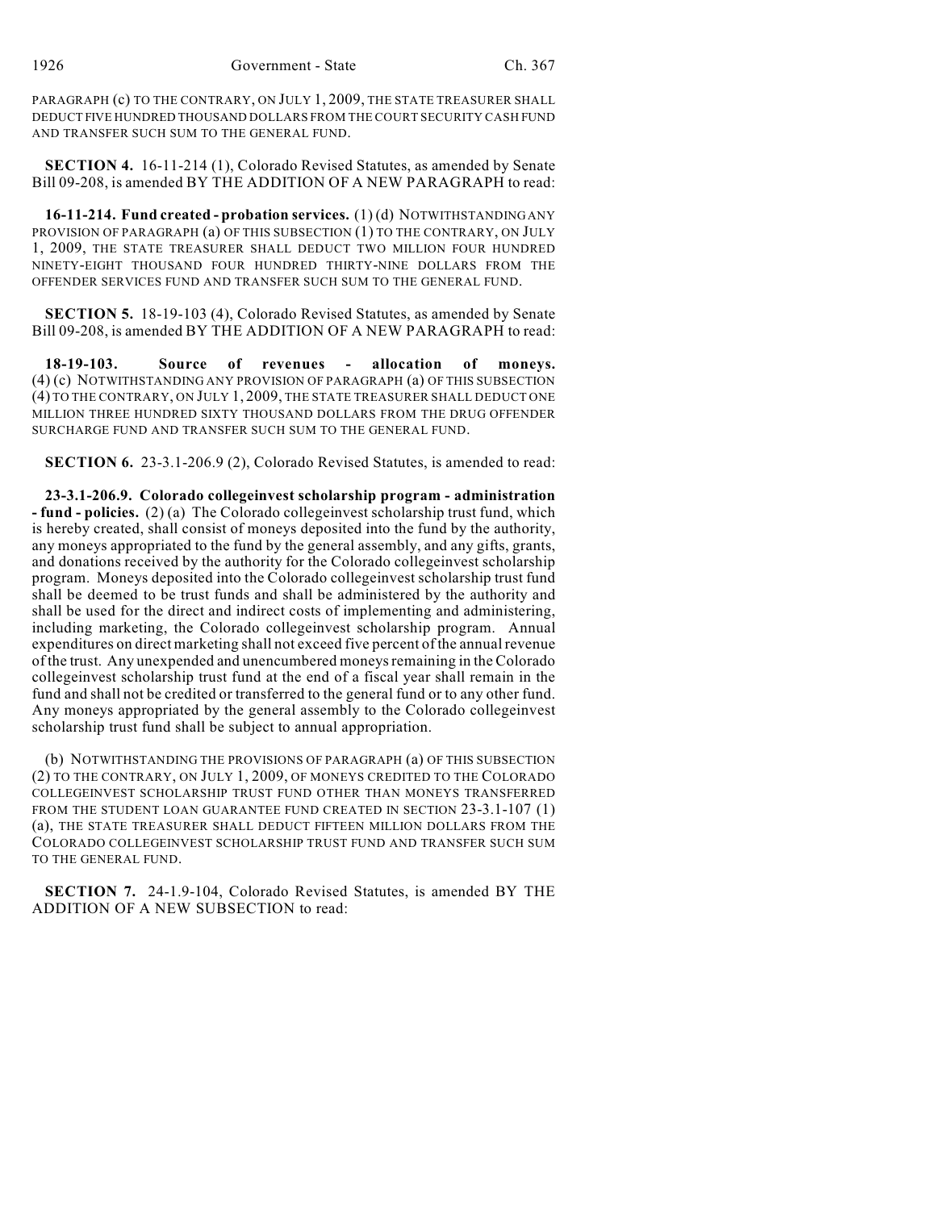PARAGRAPH (c) TO THE CONTRARY, ON JULY 1, 2009, THE STATE TREASURER SHALL DEDUCT FIVE HUNDRED THOUSAND DOLLARS FROM THE COURT SECURITY CASH FUND AND TRANSFER SUCH SUM TO THE GENERAL FUND.

**SECTION 4.** 16-11-214 (1), Colorado Revised Statutes, as amended by Senate Bill 09-208, is amended BY THE ADDITION OF A NEW PARAGRAPH to read:

**16-11-214. Fund created - probation services.** (1) (d) NOTWITHSTANDING ANY PROVISION OF PARAGRAPH (a) OF THIS SUBSECTION (1) TO THE CONTRARY, ON JULY 1, 2009, THE STATE TREASURER SHALL DEDUCT TWO MILLION FOUR HUNDRED NINETY-EIGHT THOUSAND FOUR HUNDRED THIRTY-NINE DOLLARS FROM THE OFFENDER SERVICES FUND AND TRANSFER SUCH SUM TO THE GENERAL FUND.

**SECTION 5.** 18-19-103 (4), Colorado Revised Statutes, as amended by Senate Bill 09-208, is amended BY THE ADDITION OF A NEW PARAGRAPH to read:

**18-19-103. Source of revenues - allocation of moneys.** (4) (c) NOTWITHSTANDING ANY PROVISION OF PARAGRAPH (a) OF THIS SUBSECTION (4) TO THE CONTRARY, ON JULY 1, 2009, THE STATE TREASURER SHALL DEDUCT ONE MILLION THREE HUNDRED SIXTY THOUSAND DOLLARS FROM THE DRUG OFFENDER SURCHARGE FUND AND TRANSFER SUCH SUM TO THE GENERAL FUND.

**SECTION 6.** 23-3.1-206.9 (2), Colorado Revised Statutes, is amended to read:

**23-3.1-206.9. Colorado collegeinvest scholarship program - administration - fund - policies.** (2) (a) The Colorado collegeinvest scholarship trust fund, which is hereby created, shall consist of moneys deposited into the fund by the authority, any moneys appropriated to the fund by the general assembly, and any gifts, grants, and donations received by the authority for the Colorado collegeinvest scholarship program. Moneys deposited into the Colorado collegeinvest scholarship trust fund shall be deemed to be trust funds and shall be administered by the authority and shall be used for the direct and indirect costs of implementing and administering, including marketing, the Colorado collegeinvest scholarship program. Annual expenditures on direct marketing shall not exceed five percent of the annual revenue of the trust. Any unexpended and unencumbered moneys remaining in the Colorado collegeinvest scholarship trust fund at the end of a fiscal year shall remain in the fund and shall not be credited or transferred to the general fund or to any other fund. Any moneys appropriated by the general assembly to the Colorado collegeinvest scholarship trust fund shall be subject to annual appropriation.

(b) NOTWITHSTANDING THE PROVISIONS OF PARAGRAPH (a) OF THIS SUBSECTION (2) TO THE CONTRARY, ON JULY 1, 2009, OF MONEYS CREDITED TO THE COLORADO COLLEGEINVEST SCHOLARSHIP TRUST FUND OTHER THAN MONEYS TRANSFERRED FROM THE STUDENT LOAN GUARANTEE FUND CREATED IN SECTION 23-3.1-107 (1) (a), THE STATE TREASURER SHALL DEDUCT FIFTEEN MILLION DOLLARS FROM THE COLORADO COLLEGEINVEST SCHOLARSHIP TRUST FUND AND TRANSFER SUCH SUM TO THE GENERAL FUND.

**SECTION 7.** 24-1.9-104, Colorado Revised Statutes, is amended BY THE ADDITION OF A NEW SUBSECTION to read: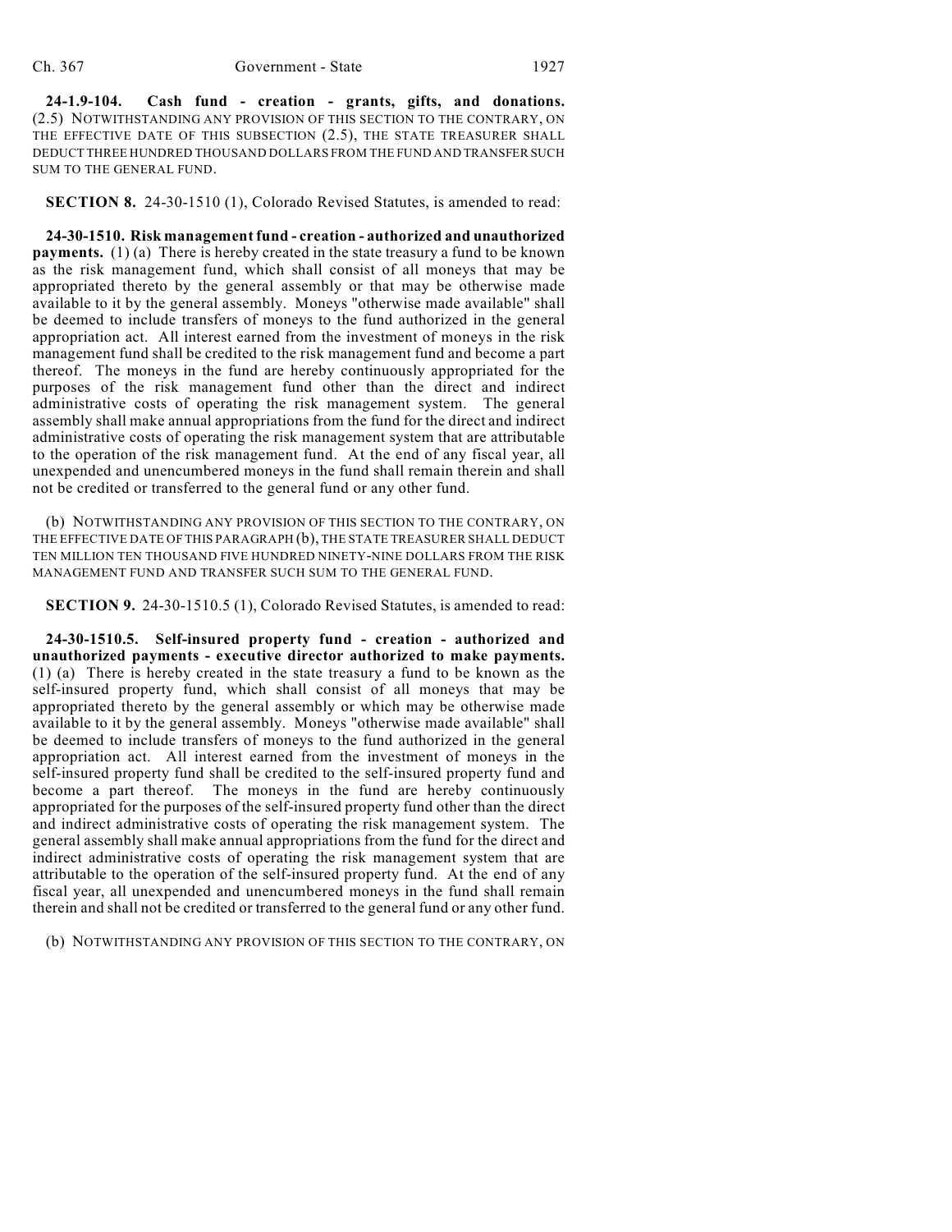**24-1.9-104. Cash fund - creation - grants, gifts, and donations.** (2.5) NOTWITHSTANDING ANY PROVISION OF THIS SECTION TO THE CONTRARY, ON THE EFFECTIVE DATE OF THIS SUBSECTION (2.5), THE STATE TREASURER SHALL DEDUCT THREE HUNDRED THOUSAND DOLLARS FROM THE FUND AND TRANSFER SUCH SUM TO THE GENERAL FUND.

**SECTION 8.** 24-30-1510 (1), Colorado Revised Statutes, is amended to read:

**24-30-1510. Risk management fund - creation - authorized and unauthorized payments.** (1) (a) There is hereby created in the state treasury a fund to be known as the risk management fund, which shall consist of all moneys that may be appropriated thereto by the general assembly or that may be otherwise made available to it by the general assembly. Moneys "otherwise made available" shall be deemed to include transfers of moneys to the fund authorized in the general appropriation act. All interest earned from the investment of moneys in the risk management fund shall be credited to the risk management fund and become a part thereof. The moneys in the fund are hereby continuously appropriated for the purposes of the risk management fund other than the direct and indirect administrative costs of operating the risk management system. The general assembly shall make annual appropriations from the fund for the direct and indirect administrative costs of operating the risk management system that are attributable to the operation of the risk management fund. At the end of any fiscal year, all unexpended and unencumbered moneys in the fund shall remain therein and shall not be credited or transferred to the general fund or any other fund.

(b) NOTWITHSTANDING ANY PROVISION OF THIS SECTION TO THE CONTRARY, ON THE EFFECTIVE DATE OF THIS PARAGRAPH (b), THE STATE TREASURER SHALL DEDUCT TEN MILLION TEN THOUSAND FIVE HUNDRED NINETY-NINE DOLLARS FROM THE RISK MANAGEMENT FUND AND TRANSFER SUCH SUM TO THE GENERAL FUND.

**SECTION 9.** 24-30-1510.5 (1), Colorado Revised Statutes, is amended to read:

**24-30-1510.5. Self-insured property fund - creation - authorized and unauthorized payments - executive director authorized to make payments.** (1) (a) There is hereby created in the state treasury a fund to be known as the self-insured property fund, which shall consist of all moneys that may be appropriated thereto by the general assembly or which may be otherwise made available to it by the general assembly. Moneys "otherwise made available" shall be deemed to include transfers of moneys to the fund authorized in the general appropriation act. All interest earned from the investment of moneys in the self-insured property fund shall be credited to the self-insured property fund and become a part thereof. The moneys in the fund are hereby continuously appropriated for the purposes of the self-insured property fund other than the direct and indirect administrative costs of operating the risk management system. The general assembly shall make annual appropriations from the fund for the direct and indirect administrative costs of operating the risk management system that are attributable to the operation of the self-insured property fund. At the end of any fiscal year, all unexpended and unencumbered moneys in the fund shall remain therein and shall not be credited or transferred to the general fund or any other fund.

(b) NOTWITHSTANDING ANY PROVISION OF THIS SECTION TO THE CONTRARY, ON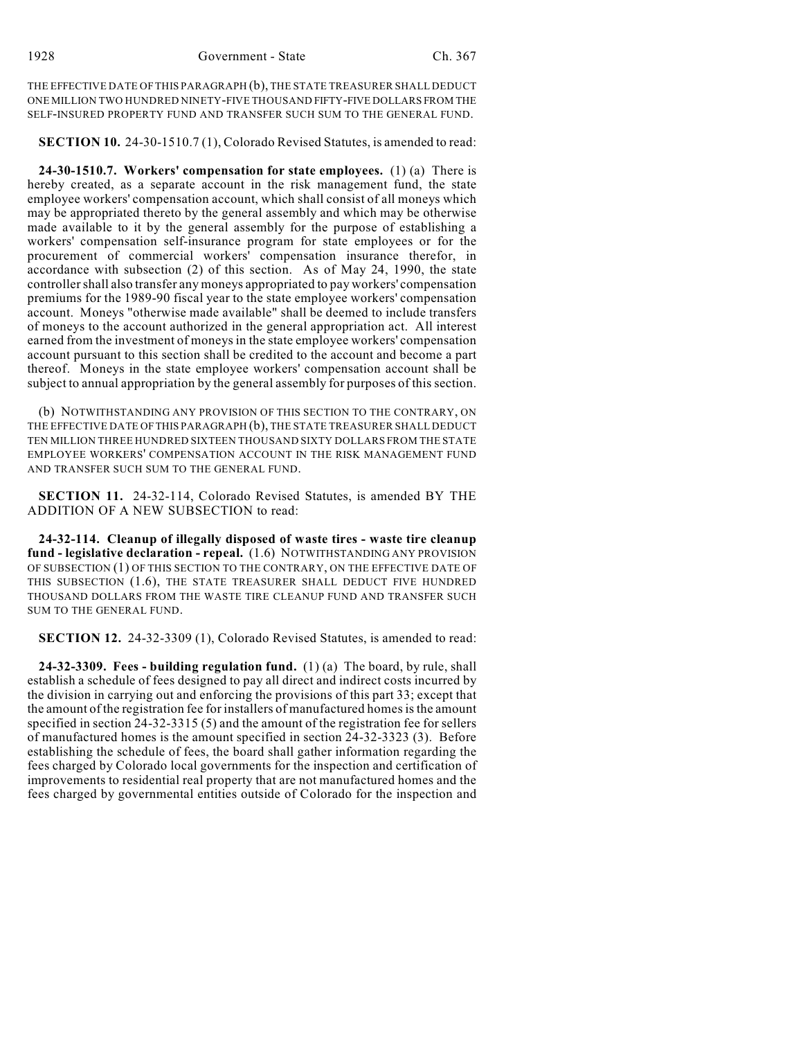THE EFFECTIVE DATE OF THIS PARAGRAPH (b), THE STATE TREASURER SHALL DEDUCT ONE MILLION TWO HUNDRED NINETY-FIVE THOUSAND FIFTY-FIVE DOLLARS FROM THE SELF-INSURED PROPERTY FUND AND TRANSFER SUCH SUM TO THE GENERAL FUND.

**SECTION 10.** 24-30-1510.7 (1), Colorado Revised Statutes, is amended to read:

**24-30-1510.7. Workers' compensation for state employees.** (1) (a) There is hereby created, as a separate account in the risk management fund, the state employee workers' compensation account, which shall consist of all moneys which may be appropriated thereto by the general assembly and which may be otherwise made available to it by the general assembly for the purpose of establishing a workers' compensation self-insurance program for state employees or for the procurement of commercial workers' compensation insurance therefor, in accordance with subsection (2) of this section. As of May 24, 1990, the state controller shall also transfer any moneys appropriated to pay workers' compensation premiums for the 1989-90 fiscal year to the state employee workers' compensation account. Moneys "otherwise made available" shall be deemed to include transfers of moneys to the account authorized in the general appropriation act. All interest earned from the investment of moneys in the state employee workers' compensation account pursuant to this section shall be credited to the account and become a part thereof. Moneys in the state employee workers' compensation account shall be subject to annual appropriation by the general assembly for purposes of this section.

(b) NOTWITHSTANDING ANY PROVISION OF THIS SECTION TO THE CONTRARY, ON THE EFFECTIVE DATE OF THIS PARAGRAPH (b), THE STATE TREASURER SHALL DEDUCT TEN MILLION THREE HUNDRED SIXTEEN THOUSAND SIXTY DOLLARS FROM THE STATE EMPLOYEE WORKERS' COMPENSATION ACCOUNT IN THE RISK MANAGEMENT FUND AND TRANSFER SUCH SUM TO THE GENERAL FUND.

**SECTION 11.** 24-32-114, Colorado Revised Statutes, is amended BY THE ADDITION OF A NEW SUBSECTION to read:

**24-32-114. Cleanup of illegally disposed of waste tires - waste tire cleanup fund - legislative declaration - repeal.** (1.6) NOTWITHSTANDING ANY PROVISION OF SUBSECTION (1) OF THIS SECTION TO THE CONTRARY, ON THE EFFECTIVE DATE OF THIS SUBSECTION (1.6), THE STATE TREASURER SHALL DEDUCT FIVE HUNDRED THOUSAND DOLLARS FROM THE WASTE TIRE CLEANUP FUND AND TRANSFER SUCH SUM TO THE GENERAL FUND.

**SECTION 12.** 24-32-3309 (1), Colorado Revised Statutes, is amended to read:

**24-32-3309. Fees - building regulation fund.** (1) (a) The board, by rule, shall establish a schedule of fees designed to pay all direct and indirect costs incurred by the division in carrying out and enforcing the provisions of this part 33; except that the amount of the registration fee for installers of manufactured homes is the amount specified in section 24-32-3315 (5) and the amount of the registration fee for sellers of manufactured homes is the amount specified in section 24-32-3323 (3). Before establishing the schedule of fees, the board shall gather information regarding the fees charged by Colorado local governments for the inspection and certification of improvements to residential real property that are not manufactured homes and the fees charged by governmental entities outside of Colorado for the inspection and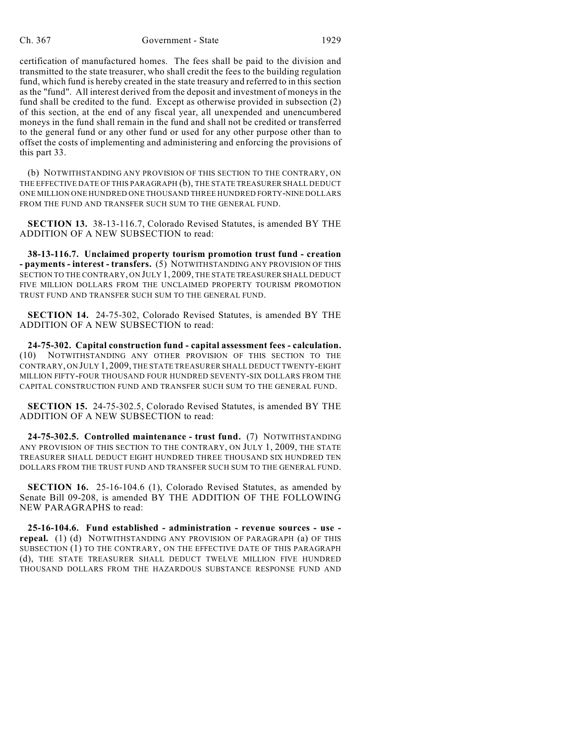certification of manufactured homes. The fees shall be paid to the division and transmitted to the state treasurer, who shall credit the fees to the building regulation fund, which fund is hereby created in the state treasury and referred to in this section as the "fund". All interest derived from the deposit and investment of moneys in the fund shall be credited to the fund. Except as otherwise provided in subsection (2) of this section, at the end of any fiscal year, all unexpended and unencumbered moneys in the fund shall remain in the fund and shall not be credited or transferred to the general fund or any other fund or used for any other purpose other than to offset the costs of implementing and administering and enforcing the provisions of this part 33.

(b) NOTWITHSTANDING ANY PROVISION OF THIS SECTION TO THE CONTRARY, ON THE EFFECTIVE DATE OF THIS PARAGRAPH (b), THE STATE TREASURER SHALL DEDUCT ONE MILLION ONE HUNDRED ONE THOUSAND THREE HUNDRED FORTY-NINE DOLLARS FROM THE FUND AND TRANSFER SUCH SUM TO THE GENERAL FUND.

**SECTION 13.** 38-13-116.7, Colorado Revised Statutes, is amended BY THE ADDITION OF A NEW SUBSECTION to read:

**38-13-116.7. Unclaimed property tourism promotion trust fund - creation - payments - interest - transfers.** (5) NOTWITHSTANDING ANY PROVISION OF THIS SECTION TO THE CONTRARY, ON JULY 1, 2009, THE STATE TREASURER SHALL DEDUCT FIVE MILLION DOLLARS FROM THE UNCLAIMED PROPERTY TOURISM PROMOTION TRUST FUND AND TRANSFER SUCH SUM TO THE GENERAL FUND.

**SECTION 14.** 24-75-302, Colorado Revised Statutes, is amended BY THE ADDITION OF A NEW SUBSECTION to read:

**24-75-302. Capital construction fund - capital assessment fees - calculation.** (10) NOTWITHSTANDING ANY OTHER PROVISION OF THIS SECTION TO THE CONTRARY, ON JULY 1, 2009, THE STATE TREASURER SHALL DEDUCT TWENTY-EIGHT MILLION FIFTY-FOUR THOUSAND FOUR HUNDRED SEVENTY-SIX DOLLARS FROM THE CAPITAL CONSTRUCTION FUND AND TRANSFER SUCH SUM TO THE GENERAL FUND.

**SECTION 15.** 24-75-302.5, Colorado Revised Statutes, is amended BY THE ADDITION OF A NEW SUBSECTION to read:

**24-75-302.5. Controlled maintenance - trust fund.** (7) NOTWITHSTANDING ANY PROVISION OF THIS SECTION TO THE CONTRARY, ON JULY 1, 2009, THE STATE TREASURER SHALL DEDUCT EIGHT HUNDRED THREE THOUSAND SIX HUNDRED TEN DOLLARS FROM THE TRUST FUND AND TRANSFER SUCH SUM TO THE GENERAL FUND.

**SECTION 16.** 25-16-104.6 (1), Colorado Revised Statutes, as amended by Senate Bill 09-208, is amended BY THE ADDITION OF THE FOLLOWING NEW PARAGRAPHS to read:

**25-16-104.6. Fund established - administration - revenue sources - use - repeal.** (1) (d) NOTWITHSTANDING ANY PROVISION OF PARAGRAPH (a) OF THIS SUBSECTION (1) TO THE CONTRARY, ON THE EFFECTIVE DATE OF THIS PARAGRAPH (d), THE STATE TREASURER SHALL DEDUCT TWELVE MILLION FIVE HUNDRED THOUSAND DOLLARS FROM THE HAZARDOUS SUBSTANCE RESPONSE FUND AND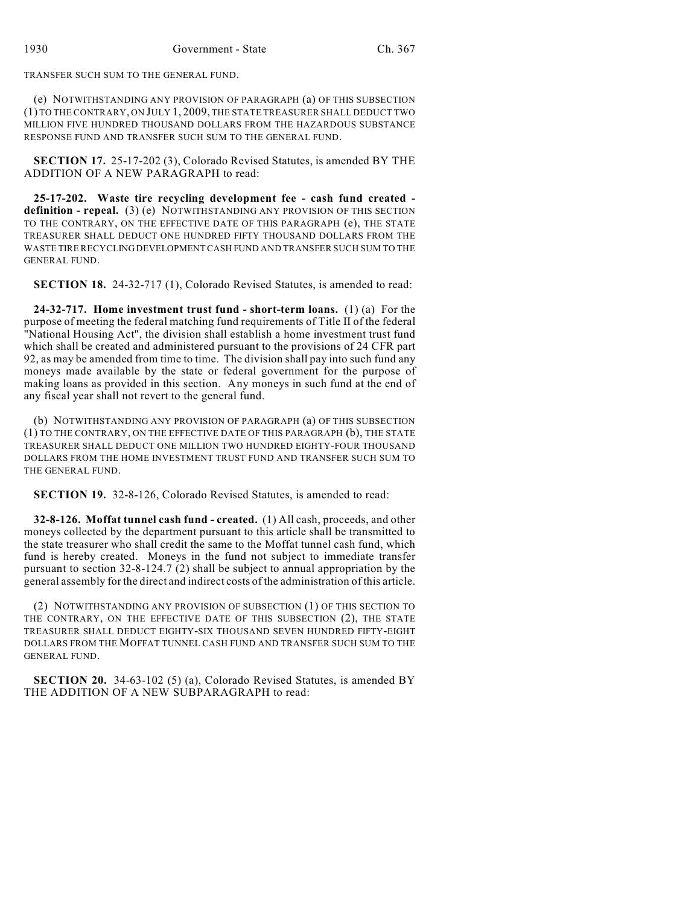TRANSFER SUCH SUM TO THE GENERAL FUND.

(e) NOTWITHSTANDING ANY PROVISION OF PARAGRAPH (a) OF THIS SUBSECTION (1) TO THE CONTRARY, ON JULY 1, 2009, THE STATE TREASURER SHALL DEDUCT TWO MILLION FIVE HUNDRED THOUSAND DOLLARS FROM THE HAZARDOUS SUBSTANCE RESPONSE FUND AND TRANSFER SUCH SUM TO THE GENERAL FUND.

**SECTION 17.** 25-17-202 (3), Colorado Revised Statutes, is amended BY THE ADDITION OF A NEW PARAGRAPH to read:

**25-17-202. Waste tire recycling development fee - cash fund created - definition - repeal.** (3) (e) NOTWITHSTANDING ANY PROVISION OF THIS SECTION TO THE CONTRARY, ON THE EFFECTIVE DATE OF THIS PARAGRAPH (e), THE STATE TREASURER SHALL DEDUCT ONE HUNDRED FIFTY THOUSAND DOLLARS FROM THE WASTE TIRE RECYCLING DEVELOPMENT CASH FUND AND TRANSFER SUCH SUM TO THE GENERAL FUND.

**SECTION 18.** 24-32-717 (1), Colorado Revised Statutes, is amended to read:

**24-32-717. Home investment trust fund - short-term loans.** (1) (a) For the purpose of meeting the federal matching fund requirements of Title II of the federal "National Housing Act", the division shall establish a home investment trust fund which shall be created and administered pursuant to the provisions of 24 CFR part 92, as may be amended from time to time. The division shall pay into such fund any moneys made available by the state or federal government for the purpose of making loans as provided in this section. Any moneys in such fund at the end of any fiscal year shall not revert to the general fund.

(b) NOTWITHSTANDING ANY PROVISION OF PARAGRAPH (a) OF THIS SUBSECTION (1) TO THE CONTRARY, ON THE EFFECTIVE DATE OF THIS PARAGRAPH (b), THE STATE TREASURER SHALL DEDUCT ONE MILLION TWO HUNDRED EIGHTY-FOUR THOUSAND DOLLARS FROM THE HOME INVESTMENT TRUST FUND AND TRANSFER SUCH SUM TO THE GENERAL FUND.

**SECTION 19.** 32-8-126, Colorado Revised Statutes, is amended to read:

**32-8-126. Moffat tunnel cash fund - created.** (1) All cash, proceeds, and other moneys collected by the department pursuant to this article shall be transmitted to the state treasurer who shall credit the same to the Moffat tunnel cash fund, which fund is hereby created. Moneys in the fund not subject to immediate transfer pursuant to section 32-8-124.7 (2) shall be subject to annual appropriation by the general assembly for the direct and indirect costs of the administration of this article.

(2) NOTWITHSTANDING ANY PROVISION OF SUBSECTION (1) OF THIS SECTION TO THE CONTRARY, ON THE EFFECTIVE DATE OF THIS SUBSECTION (2), THE STATE TREASURER SHALL DEDUCT EIGHTY-SIX THOUSAND SEVEN HUNDRED FIFTY-EIGHT DOLLARS FROM THE MOFFAT TUNNEL CASH FUND AND TRANSFER SUCH SUM TO THE GENERAL FUND.

**SECTION 20.** 34-63-102 (5) (a), Colorado Revised Statutes, is amended BY THE ADDITION OF A NEW SUBPARAGRAPH to read: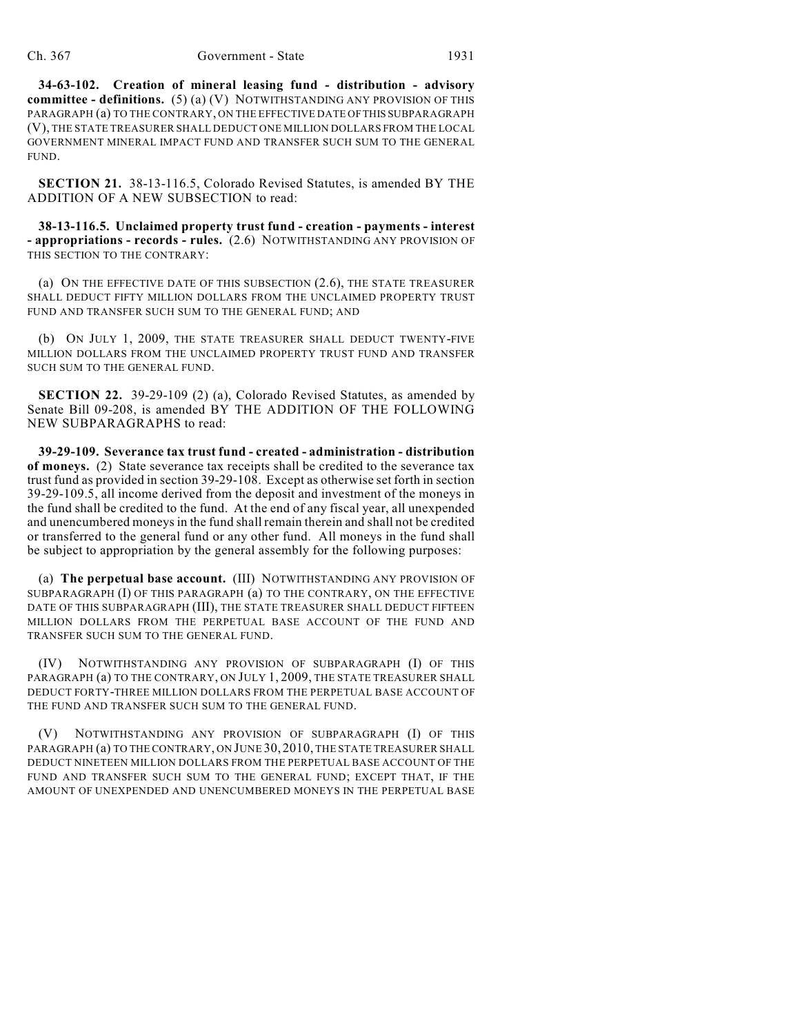**34-63-102. Creation of mineral leasing fund - distribution - advisory committee - definitions.** (5) (a) (V) NOTWITHSTANDING ANY PROVISION OF THIS PARAGRAPH (a) TO THE CONTRARY, ON THE EFFECTIVE DATE OF THIS SUBPARAGRAPH (V), THE STATE TREASURER SHALL DEDUCT ONE MILLION DOLLARS FROM THE LOCAL GOVERNMENT MINERAL IMPACT FUND AND TRANSFER SUCH SUM TO THE GENERAL FUND.

**SECTION 21.** 38-13-116.5, Colorado Revised Statutes, is amended BY THE ADDITION OF A NEW SUBSECTION to read:

**38-13-116.5. Unclaimed property trust fund - creation - payments - interest - appropriations - records - rules.** (2.6) NOTWITHSTANDING ANY PROVISION OF THIS SECTION TO THE CONTRARY:

(a) ON THE EFFECTIVE DATE OF THIS SUBSECTION (2.6), THE STATE TREASURER SHALL DEDUCT FIFTY MILLION DOLLARS FROM THE UNCLAIMED PROPERTY TRUST FUND AND TRANSFER SUCH SUM TO THE GENERAL FUND; AND

(b) ON JULY 1, 2009, THE STATE TREASURER SHALL DEDUCT TWENTY-FIVE MILLION DOLLARS FROM THE UNCLAIMED PROPERTY TRUST FUND AND TRANSFER SUCH SUM TO THE GENERAL FUND.

**SECTION 22.** 39-29-109 (2) (a), Colorado Revised Statutes, as amended by Senate Bill 09-208, is amended BY THE ADDITION OF THE FOLLOWING NEW SUBPARAGRAPHS to read:

**39-29-109. Severance tax trust fund - created - administration - distribution of moneys.** (2) State severance tax receipts shall be credited to the severance tax trust fund as provided in section 39-29-108. Except as otherwise set forth in section 39-29-109.5, all income derived from the deposit and investment of the moneys in the fund shall be credited to the fund. At the end of any fiscal year, all unexpended and unencumbered moneys in the fund shall remain therein and shall not be credited or transferred to the general fund or any other fund. All moneys in the fund shall be subject to appropriation by the general assembly for the following purposes:

(a) **The perpetual base account.** (III) NOTWITHSTANDING ANY PROVISION OF SUBPARAGRAPH (I) OF THIS PARAGRAPH (a) TO THE CONTRARY, ON THE EFFECTIVE DATE OF THIS SUBPARAGRAPH (III), THE STATE TREASURER SHALL DEDUCT FIFTEEN MILLION DOLLARS FROM THE PERPETUAL BASE ACCOUNT OF THE FUND AND TRANSFER SUCH SUM TO THE GENERAL FUND.

(IV) NOTWITHSTANDING ANY PROVISION OF SUBPARAGRAPH (I) OF THIS PARAGRAPH (a) TO THE CONTRARY, ON JULY 1, 2009, THE STATE TREASURER SHALL DEDUCT FORTY-THREE MILLION DOLLARS FROM THE PERPETUAL BASE ACCOUNT OF THE FUND AND TRANSFER SUCH SUM TO THE GENERAL FUND.

(V) NOTWITHSTANDING ANY PROVISION OF SUBPARAGRAPH (I) OF THIS PARAGRAPH (a) TO THE CONTRARY, ON JUNE 30, 2010, THE STATE TREASURER SHALL DEDUCT NINETEEN MILLION DOLLARS FROM THE PERPETUAL BASE ACCOUNT OF THE FUND AND TRANSFER SUCH SUM TO THE GENERAL FUND; EXCEPT THAT, IF THE AMOUNT OF UNEXPENDED AND UNENCUMBERED MONEYS IN THE PERPETUAL BASE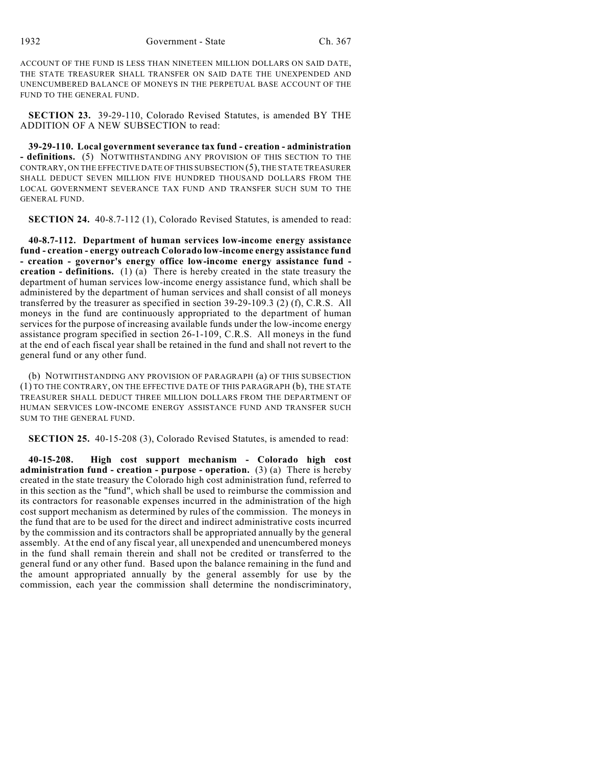ACCOUNT OF THE FUND IS LESS THAN NINETEEN MILLION DOLLARS ON SAID DATE, THE STATE TREASURER SHALL TRANSFER ON SAID DATE THE UNEXPENDED AND UNENCUMBERED BALANCE OF MONEYS IN THE PERPETUAL BASE ACCOUNT OF THE FUND TO THE GENERAL FUND.

**SECTION 23.** 39-29-110, Colorado Revised Statutes, is amended BY THE ADDITION OF A NEW SUBSECTION to read:

**39-29-110. Local government severance tax fund - creation - administration - definitions.** (5) NOTWITHSTANDING ANY PROVISION OF THIS SECTION TO THE CONTRARY, ON THE EFFECTIVE DATE OF THIS SUBSECTION (5), THE STATE TREASURER SHALL DEDUCT SEVEN MILLION FIVE HUNDRED THOUSAND DOLLARS FROM THE LOCAL GOVERNMENT SEVERANCE TAX FUND AND TRANSFER SUCH SUM TO THE GENERAL FUND.

**SECTION 24.** 40-8.7-112 (1), Colorado Revised Statutes, is amended to read:

**40-8.7-112. Department of human services low-income energy assistance fund - creation - energy outreach Colorado low-income energy assistance fund - creation - governor's energy office low-income energy assistance fund - creation - definitions.** (1) (a) There is hereby created in the state treasury the department of human services low-income energy assistance fund, which shall be administered by the department of human services and shall consist of all moneys transferred by the treasurer as specified in section 39-29-109.3 (2) (f), C.R.S. All moneys in the fund are continuously appropriated to the department of human services for the purpose of increasing available funds under the low-income energy assistance program specified in section 26-1-109, C.R.S. All moneys in the fund at the end of each fiscal year shall be retained in the fund and shall not revert to the general fund or any other fund.

(b) NOTWITHSTANDING ANY PROVISION OF PARAGRAPH (a) OF THIS SUBSECTION (1) TO THE CONTRARY, ON THE EFFECTIVE DATE OF THIS PARAGRAPH (b), THE STATE TREASURER SHALL DEDUCT THREE MILLION DOLLARS FROM THE DEPARTMENT OF HUMAN SERVICES LOW-INCOME ENERGY ASSISTANCE FUND AND TRANSFER SUCH SUM TO THE GENERAL FUND.

**SECTION 25.** 40-15-208 (3), Colorado Revised Statutes, is amended to read:

**40-15-208. High cost support mechanism - Colorado high cost administration fund - creation - purpose - operation.** (3) (a) There is hereby created in the state treasury the Colorado high cost administration fund, referred to in this section as the "fund", which shall be used to reimburse the commission and its contractors for reasonable expenses incurred in the administration of the high cost support mechanism as determined by rules of the commission. The moneys in the fund that are to be used for the direct and indirect administrative costs incurred by the commission and its contractors shall be appropriated annually by the general assembly. At the end of any fiscal year, all unexpended and unencumbered moneys in the fund shall remain therein and shall not be credited or transferred to the general fund or any other fund. Based upon the balance remaining in the fund and the amount appropriated annually by the general assembly for use by the commission, each year the commission shall determine the nondiscriminatory,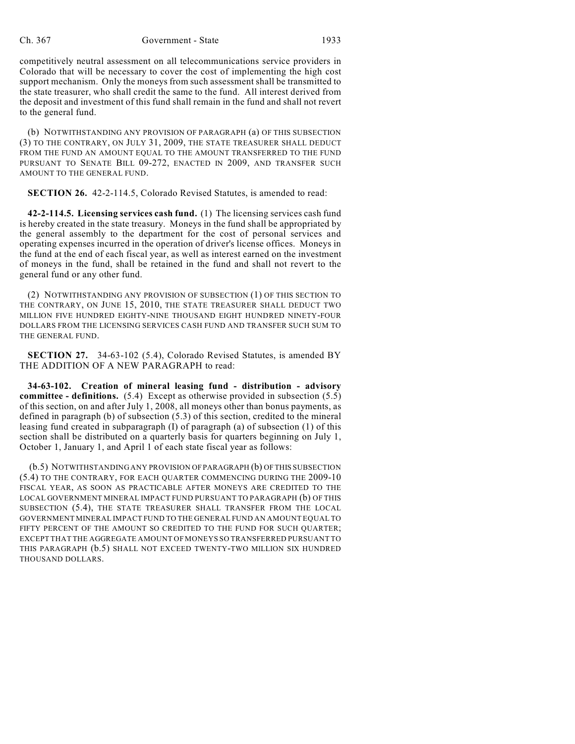competitively neutral assessment on all telecommunications service providers in Colorado that will be necessary to cover the cost of implementing the high cost support mechanism. Only the moneys from such assessment shall be transmitted to the state treasurer, who shall credit the same to the fund. All interest derived from the deposit and investment of this fund shall remain in the fund and shall not revert to the general fund.

(b) NOTWITHSTANDING ANY PROVISION OF PARAGRAPH (a) OF THIS SUBSECTION (3) TO THE CONTRARY, ON JULY 31, 2009, THE STATE TREASURER SHALL DEDUCT FROM THE FUND AN AMOUNT EQUAL TO THE AMOUNT TRANSFERRED TO THE FUND PURSUANT TO SENATE BILL 09-272, ENACTED IN 2009, AND TRANSFER SUCH AMOUNT TO THE GENERAL FUND.

**SECTION 26.** 42-2-114.5, Colorado Revised Statutes, is amended to read:

**42-2-114.5. Licensing services cash fund.** (1) The licensing services cash fund is hereby created in the state treasury. Moneys in the fund shall be appropriated by the general assembly to the department for the cost of personal services and operating expenses incurred in the operation of driver's license offices. Moneys in the fund at the end of each fiscal year, as well as interest earned on the investment of moneys in the fund, shall be retained in the fund and shall not revert to the general fund or any other fund.

(2) NOTWITHSTANDING ANY PROVISION OF SUBSECTION (1) OF THIS SECTION TO THE CONTRARY, ON JUNE 15, 2010, THE STATE TREASURER SHALL DEDUCT TWO MILLION FIVE HUNDRED EIGHTY-NINE THOUSAND EIGHT HUNDRED NINETY-FOUR DOLLARS FROM THE LICENSING SERVICES CASH FUND AND TRANSFER SUCH SUM TO THE GENERAL FUND.

**SECTION 27.** 34-63-102 (5.4), Colorado Revised Statutes, is amended BY THE ADDITION OF A NEW PARAGRAPH to read:

**34-63-102. Creation of mineral leasing fund - distribution - advisory committee - definitions.** (5.4) Except as otherwise provided in subsection (5.5) of this section, on and after July 1, 2008, all moneys other than bonus payments, as defined in paragraph (b) of subsection (5.3) of this section, credited to the mineral leasing fund created in subparagraph (I) of paragraph (a) of subsection (1) of this section shall be distributed on a quarterly basis for quarters beginning on July 1, October 1, January 1, and April 1 of each state fiscal year as follows:

(b.5) NOTWITHSTANDING ANY PROVISION OF PARAGRAPH (b) OF THIS SUBSECTION (5.4) TO THE CONTRARY, FOR EACH QUARTER COMMENCING DURING THE 2009-10 FISCAL YEAR, AS SOON AS PRACTICABLE AFTER MONEYS ARE CREDITED TO THE LOCAL GOVERNMENT MINERAL IMPACT FUND PURSUANT TO PARAGRAPH (b) OF THIS SUBSECTION (5.4), THE STATE TREASURER SHALL TRANSFER FROM THE LOCAL GOVERNMENT MINERAL IMPACT FUND TO THE GENERAL FUND AN AMOUNT EQUAL TO FIFTY PERCENT OF THE AMOUNT SO CREDITED TO THE FUND FOR SUCH QUARTER; EXCEPT THAT THE AGGREGATE AMOUNT OF MONEYS SO TRANSFERRED PURSUANT TO THIS PARAGRAPH (b.5) SHALL NOT EXCEED TWENTY-TWO MILLION SIX HUNDRED THOUSAND DOLLARS.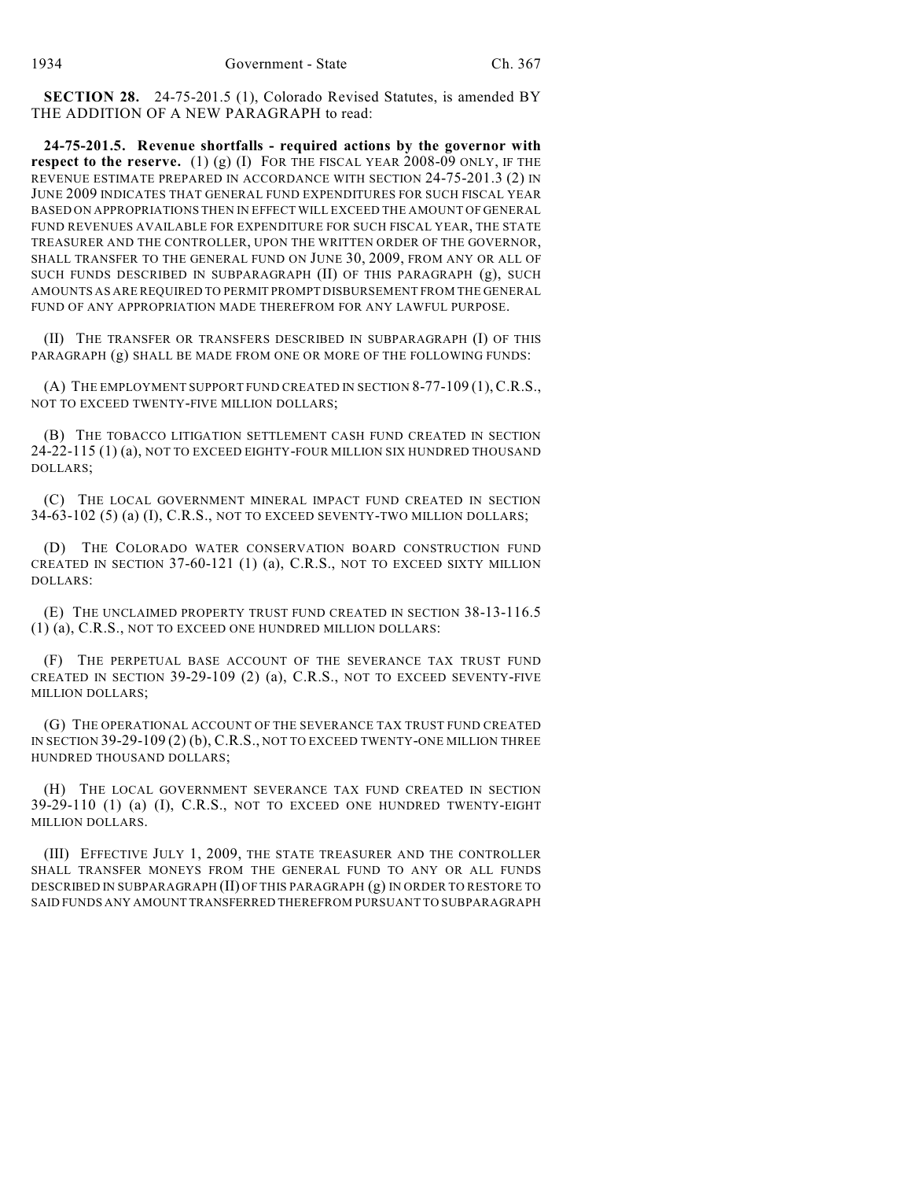**SECTION 28.** 24-75-201.5 (1), Colorado Revised Statutes, is amended BY THE ADDITION OF A NEW PARAGRAPH to read:

**24-75-201.5. Revenue shortfalls - required actions by the governor with respect to the reserve.** (1) (g) (I) FOR THE FISCAL YEAR 2008-09 ONLY, IF THE REVENUE ESTIMATE PREPARED IN ACCORDANCE WITH SECTION 24-75-201.3 (2) IN JUNE 2009 INDICATES THAT GENERAL FUND EXPENDITURES FOR SUCH FISCAL YEAR BASED ON APPROPRIATIONS THEN IN EFFECT WILL EXCEED THE AMOUNT OF GENERAL FUND REVENUES AVAILABLE FOR EXPENDITURE FOR SUCH FISCAL YEAR, THE STATE TREASURER AND THE CONTROLLER, UPON THE WRITTEN ORDER OF THE GOVERNOR, SHALL TRANSFER TO THE GENERAL FUND ON JUNE 30, 2009, FROM ANY OR ALL OF SUCH FUNDS DESCRIBED IN SUBPARAGRAPH (II) OF THIS PARAGRAPH (g), SUCH AMOUNTS AS ARE REQUIRED TO PERMIT PROMPT DISBURSEMENT FROM THE GENERAL FUND OF ANY APPROPRIATION MADE THEREFROM FOR ANY LAWFUL PURPOSE.

(II) THE TRANSFER OR TRANSFERS DESCRIBED IN SUBPARAGRAPH (I) OF THIS PARAGRAPH (g) SHALL BE MADE FROM ONE OR MORE OF THE FOLLOWING FUNDS:

(A) THE EMPLOYMENT SUPPORT FUND CREATED IN SECTION 8-77-109 (1), C.R.S., NOT TO EXCEED TWENTY-FIVE MILLION DOLLARS;

(B) THE TOBACCO LITIGATION SETTLEMENT CASH FUND CREATED IN SECTION 24-22-115 (1) (a), NOT TO EXCEED EIGHTY-FOUR MILLION SIX HUNDRED THOUSAND DOLLARS;

(C) THE LOCAL GOVERNMENT MINERAL IMPACT FUND CREATED IN SECTION 34-63-102 (5) (a) (I), C.R.S., NOT TO EXCEED SEVENTY-TWO MILLION DOLLARS;

(D) THE COLORADO WATER CONSERVATION BOARD CONSTRUCTION FUND CREATED IN SECTION 37-60-121 (1) (a), C.R.S., NOT TO EXCEED SIXTY MILLION DOLLARS:

(E) THE UNCLAIMED PROPERTY TRUST FUND CREATED IN SECTION 38-13-116.5 (1) (a), C.R.S., NOT TO EXCEED ONE HUNDRED MILLION DOLLARS:

(F) THE PERPETUAL BASE ACCOUNT OF THE SEVERANCE TAX TRUST FUND CREATED IN SECTION 39-29-109 (2) (a), C.R.S., NOT TO EXCEED SEVENTY-FIVE MILLION DOLLARS;

(G) THE OPERATIONAL ACCOUNT OF THE SEVERANCE TAX TRUST FUND CREATED IN SECTION 39-29-109 (2) (b), C.R.S., NOT TO EXCEED TWENTY-ONE MILLION THREE HUNDRED THOUSAND DOLLARS;

(H) THE LOCAL GOVERNMENT SEVERANCE TAX FUND CREATED IN SECTION 39-29-110 (1) (a) (I), C.R.S., NOT TO EXCEED ONE HUNDRED TWENTY-EIGHT MILLION DOLLARS.

(III) EFFECTIVE JULY 1, 2009, THE STATE TREASURER AND THE CONTROLLER SHALL TRANSFER MONEYS FROM THE GENERAL FUND TO ANY OR ALL FUNDS DESCRIBED IN SUBPARAGRAPH (II) OF THIS PARAGRAPH (g) IN ORDER TO RESTORE TO SAID FUNDS ANY AMOUNT TRANSFERRED THEREFROM PURSUANT TO SUBPARAGRAPH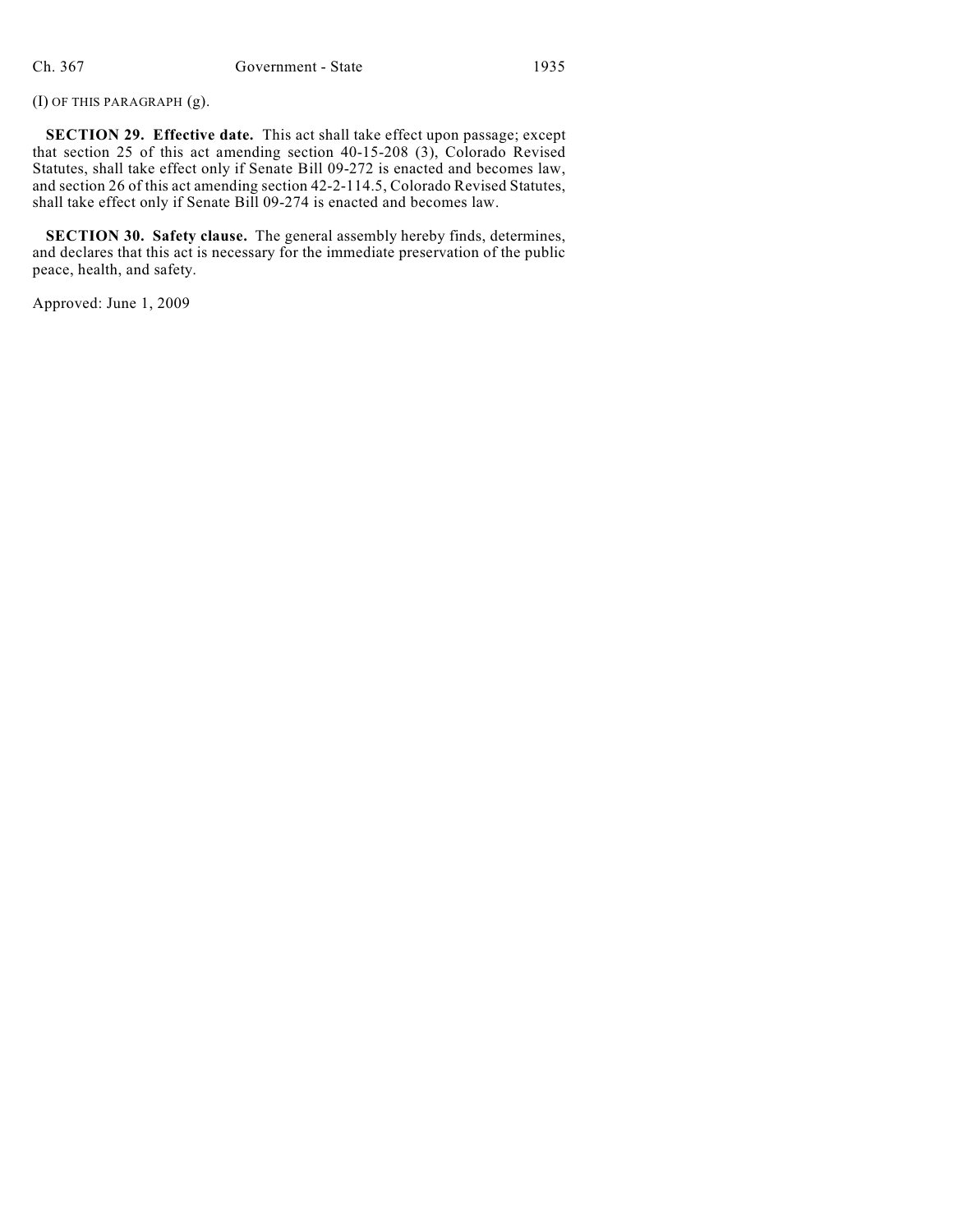(I) OF THIS PARAGRAPH (g).

**SECTION 29. Effective date.** This act shall take effect upon passage; except that section 25 of this act amending section 40-15-208 (3), Colorado Revised Statutes, shall take effect only if Senate Bill 09-272 is enacted and becomes law, and section 26 of this act amending section 42-2-114.5, Colorado Revised Statutes, shall take effect only if Senate Bill 09-274 is enacted and becomes law.

**SECTION 30. Safety clause.** The general assembly hereby finds, determines, and declares that this act is necessary for the immediate preservation of the public peace, health, and safety.

Approved: June 1, 2009